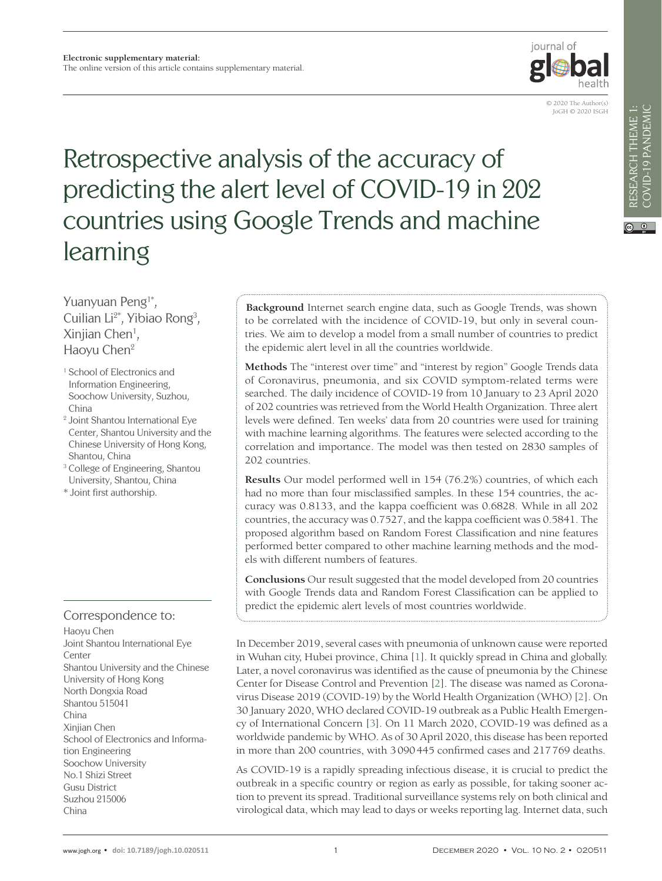**Electronic supplementary material:**
The online version of this article contains supplementary material.

© 2020 The Author(s)
JoGH © 2020 ISGH

RESEARCH THEME 1: COVID-19 PANDEMIC

# Retrospective analysis of the accuracy of predicting the alert level of COVID-19 in 202 countries using Google Trends and machine learning

Yuanyuan Peng[1*], Cuilian Li[2*], Yibiao Rong[3], Xinjian Chen[1], Haoyu Chen[2]

[1] School of Electronics and Information Engineering, Soochow University, Suzhou, China

[2] Joint Shantou International Eye Center, Shantou University and the Chinese University of Hong Kong, Shantou, China

[3] College of Engineering, Shantou University, Shantou, China

* Joint first authorship.

**Background** Internet search engine data, such as Google Trends, was shown to be correlated with the incidence of COVID-19, but only in several countries. We aim to develop a model from a small number of countries to predict the epidemic alert level in all the countries worldwide.

**Methods** The "interest over time" and "interest by region" Google Trends data of Coronavirus, pneumonia, and six COVID symptom-related terms were searched. The daily incidence of COVID-19 from 10 January to 23 April 2020 of 202 countries was retrieved from the World Health Organization. Three alert levels were defined. Ten weeks' data from 20 countries were used for training with machine learning algorithms. The features were selected according to the correlation and importance. The model was then tested on 2830 samples of 202 countries.

**Results** Our model performed well in 154 (76.2%) countries, of which each had no more than four misclassified samples. In these 154 countries, the accuracy was 0.8133, and the kappa coefficient was 0.6828. While in all 202 countries, the accuracy was 0.7527, and the kappa coefficient was 0.5841. The proposed algorithm based on Random Forest Classification and nine features performed better compared to other machine learning methods and the models with different numbers of features.

**Conclusions** Our result suggested that the model developed from 20 countries with Google Trends data and Random Forest Classification can be applied to predict the epidemic alert levels of most countries worldwide.

Correspondence to:

Haoyu Chen
Joint Shantou International Eye Center
Shantou University and the Chinese University of Hong Kong
North Dongxia Road
Shantou 515041
China

Xinjian Chen
School of Electronics and Information Engineering
Soochow University
No.1 Shizi Street
Gusu District
Suzhou 215006
China

In December 2019, several cases with pneumonia of unknown cause were reported in Wuhan city, Hubei province, China [1]. It quickly spread in China and globally. Later, a novel coronavirus was identified as the cause of pneumonia by the Chinese Center for Disease Control and Prevention [2]. The disease was named as Coronavirus Disease 2019 (COVID-19) by the World Health Organization (WHO) [2]. On 30 January 2020, WHO declared COVID-19 outbreak as a Public Health Emergency of International Concern [3]. On 11 March 2020, COVID-19 was defined as a worldwide pandemic by WHO. As of 30 April 2020, this disease has been reported in more than 200 countries, with 3 090 445 confirmed cases and 217 769 deaths.

As COVID-19 is a rapidly spreading infectious disease, it is crucial to predict the outbreak in a specific country or region as early as possible, for taking sooner action to prevent its spread. Traditional surveillance systems rely on both clinical and virological data, which may lead to days or weeks reporting lag. Internet data, such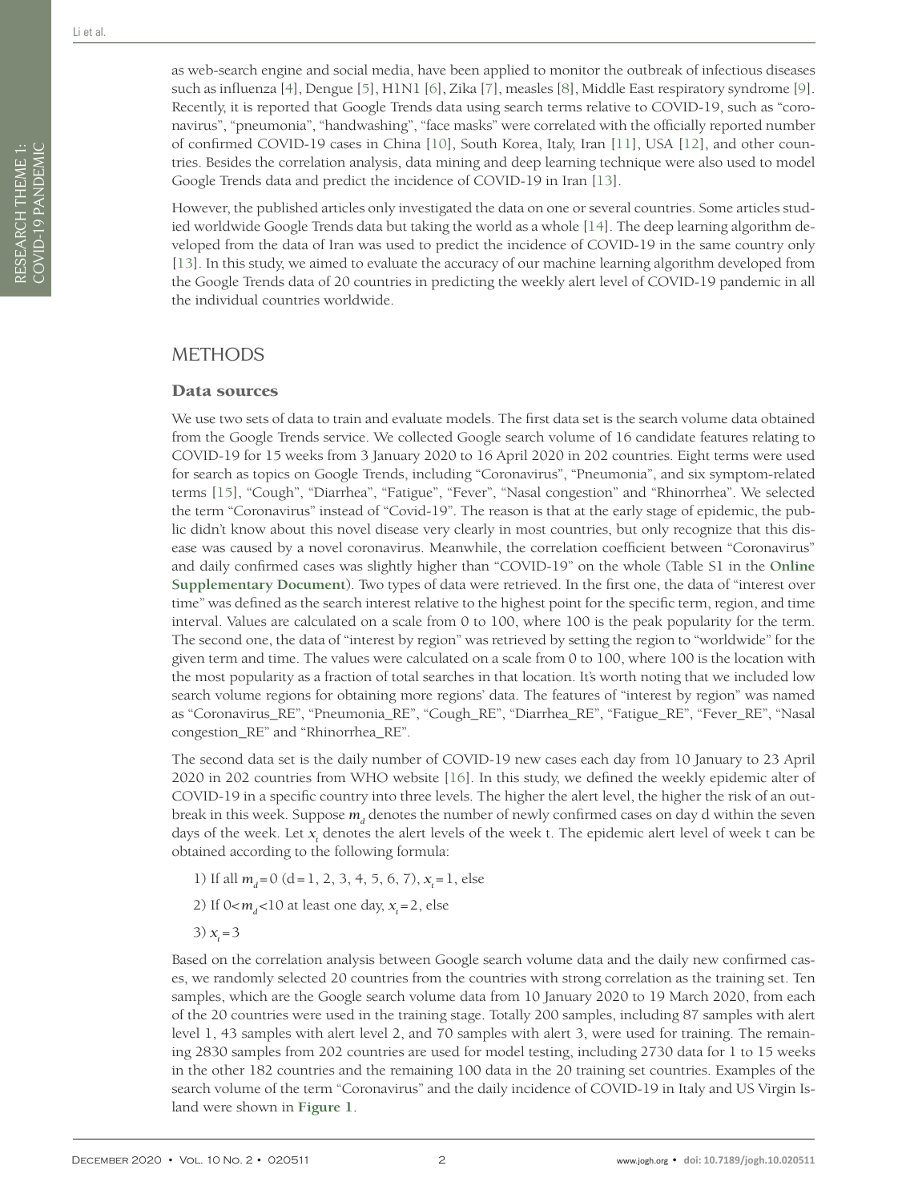as web-search engine and social media, have been applied to monitor the outbreak of infectious diseases such as influenza [4], Dengue [5], H1N1 [6], Zika [7], measles [8], Middle East respiratory syndrome [9]. Recently, it is reported that Google Trends data using search terms relative to COVID-19, such as "coronavirus", "pneumonia", "handwashing", "face masks" were correlated with the officially reported number of confirmed COVID-19 cases in China [10], South Korea, Italy, Iran [11], USA [12], and other countries. Besides the correlation analysis, data mining and deep learning technique were also used to model Google Trends data and predict the incidence of COVID-19 in Iran [13].

However, the published articles only investigated the data on one or several countries. Some articles studied worldwide Google Trends data but taking the world as a whole [14]. The deep learning algorithm developed from the data of Iran was used to predict the incidence of COVID-19 in the same country only [13]. In this study, we aimed to evaluate the accuracy of our machine learning algorithm developed from the Google Trends data of 20 countries in predicting the weekly alert level of COVID-19 pandemic in all the individual countries worldwide.

## METHODS

### Data sources

We use two sets of data to train and evaluate models. The first data set is the search volume data obtained from the Google Trends service. We collected Google search volume of 16 candidate features relating to COVID-19 for 15 weeks from 3 January 2020 to 16 April 2020 in 202 countries. Eight terms were used for search as topics on Google Trends, including "Coronavirus", "Pneumonia", and six symptom-related terms [15], "Cough", "Diarrhea", "Fatigue", "Fever", "Nasal congestion" and "Rhinorrhea". We selected the term "Coronavirus" instead of "Covid-19". The reason is that at the early stage of epidemic, the public didn't know about this novel disease very clearly in most countries, but only recognize that this disease was caused by a novel coronavirus. Meanwhile, the correlation coefficient between "Coronavirus" and daily confirmed cases was slightly higher than "COVID-19" on the whole (Table S1 in the **Online Supplementary Document**). Two types of data were retrieved. In the first one, the data of "interest over time" was defined as the search interest relative to the highest point for the specific term, region, and time interval. Values are calculated on a scale from 0 to 100, where 100 is the peak popularity for the term. The second one, the data of "interest by region" was retrieved by setting the region to "worldwide" for the given term and time. The values were calculated on a scale from 0 to 100, where 100 is the location with the most popularity as a fraction of total searches in that location. It's worth noting that we included low search volume regions for obtaining more regions' data. The features of "interest by region" was named as "Coronavirus_RE", "Pneumonia_RE", "Cough_RE", "Diarrhea_RE", "Fatigue_RE", "Fever_RE", "Nasal congestion_RE" and "Rhinorrhea_RE".

The second data set is the daily number of COVID-19 new cases each day from 10 January to 23 April 2020 in 202 countries from WHO website [16]. In this study, we defined the weekly epidemic alter of COVID-19 in a specific country into three levels. The higher the alert level, the higher the risk of an outbreak in this week. Suppose $m_d$ denotes the number of newly confirmed cases on day d within the seven days of the week. Let $x_t$ denotes the alert levels of the week t. The epidemic alert level of week t can be obtained according to the following formula:

1) If all $m_d = 0$ (d = 1, 2, 3, 4, 5, 6, 7), $x_t = 1$, else

2) If $0 < m_d < 10$ at least one day, $x_t = 2$, else

3) $x_t = 3$

Based on the correlation analysis between Google search volume data and the daily new confirmed cases, we randomly selected 20 countries from the countries with strong correlation as the training set. Ten samples, which are the Google search volume data from 10 January 2020 to 19 March 2020, from each of the 20 countries were used in the training stage. Totally 200 samples, including 87 samples with alert level 1, 43 samples with alert level 2, and 70 samples with alert 3, were used for training. The remaining 2830 samples from 202 countries are used for model testing, including 2730 data for 1 to 15 weeks in the other 182 countries and the remaining 100 data in the 20 training set countries. Examples of the search volume of the term "Coronavirus" and the daily incidence of COVID-19 in Italy and US Virgin Island were shown in **Figure 1**.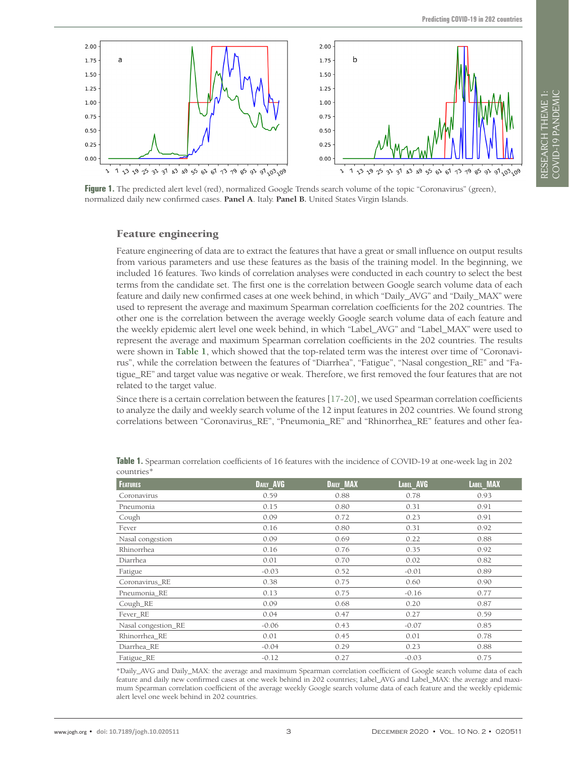a

2.00
1.75
1.50
1.25
1.00
0.75
0.50
0.25
0.00

1 7 13 19 25 31 37 43 49 55 61 67 73 79 85 91 97 103 109

b

2.00
1.75
1.50
1.25
1.00
0.75
0.50
0.25
0.00

1 7 13 19 25 31 37 43 49 55 61 67 73 79 85 91 97 103 109

**Figure 1.** The predicted alert level (red), normalized Google Trends search volume of the topic "Coronavirus" (green), normalized daily new confirmed cases. **Panel A**. Italy. **Panel B.** United States Virgin Islands.

### Feature engineering

Feature engineering of data are to extract the features that have a great or small influence on output results from various parameters and use these features as the basis of the training model. In the beginning, we included 16 features. Two kinds of correlation analyses were conducted in each country to select the best terms from the candidate set. The first one is the correlation between Google search volume data of each feature and daily new confirmed cases at one week behind, in which "Daily_AVG" and "Daily_MAX" were used to represent the average and maximum Spearman correlation coefficients for the 202 countries. The other one is the correlation between the average weekly Google search volume data of each feature and the weekly epidemic alert level one week behind, in which "Label_AVG" and "Label_MAX" were used to represent the average and maximum Spearman correlation coefficients in the 202 countries. The results were shown in **Table 1**, which showed that the top-related term was the interest over time of "Coronavirus", while the correlation between the features of "Diarrhea", "Fatigue", "Nasal congestion_RE" and "Fatigue_RE" and target value was negative or weak. Therefore, we first removed the four features that are not related to the target value.

Since there is a certain correlation between the features [17-20], we used Spearman correlation coefficients to analyze the daily and weekly search volume of the 12 input features in 202 countries. We found strong correlations between "Coronavirus_RE", "Pneumonia_RE" and "Rhinorrhea_RE" features and other fea-

**Table 1.** Spearman correlation coefficients of 16 features with the incidence of COVID-19 at one-week lag in 202 countries*

| Features | Daily_AVG | Daily_MAX | Label_AVG | Label_MAX |
|---|---|---|---|---|
| Coronavirus | 0.59 | 0.88 | 0.78 | 0.93 |
| Pneumonia | 0.15 | 0.80 | 0.31 | 0.91 |
| Cough | 0.09 | 0.72 | 0.23 | 0.91 |
| Fever | 0.16 | 0.80 | 0.31 | 0.92 |
| Nasal congestion | 0.09 | 0.69 | 0.22 | 0.88 |
| Rhinorrhea | 0.16 | 0.76 | 0.35 | 0.92 |
| Diarrhea | 0.01 | 0.70 | 0.02 | 0.82 |
| Fatigue | -0.03 | 0.52 | -0.01 | 0.89 |
| Coronavirus_RE | 0.38 | 0.75 | 0.60 | 0.90 |
| Pneumonia_RE | 0.13 | 0.75 | -0.16 | 0.77 |
| Cough_RE | 0.09 | 0.68 | 0.20 | 0.87 |
| Fever_RE | 0.04 | 0.47 | 0.27 | 0.59 |
| Nasal congestion_RE | -0.06 | 0.43 | -0.07 | 0.85 |
| Rhinorrhea_RE | 0.01 | 0.45 | 0.01 | 0.78 |
| Diarrhea_RE | -0.04 | 0.29 | 0.23 | 0.88 |
| Fatigue_RE | -0.12 | 0.27 | -0.03 | 0.75 |

*Daily_AVG and Daily_MAX: the average and maximum Spearman correlation coefficient of Google search volume data of each feature and daily new confirmed cases at one week behind in 202 countries; Label_AVG and Label_MAX: the average and maximum Spearman correlation coefficient of the average weekly Google search volume data of each feature and the weekly epidemic alert level one week behind in 202 countries.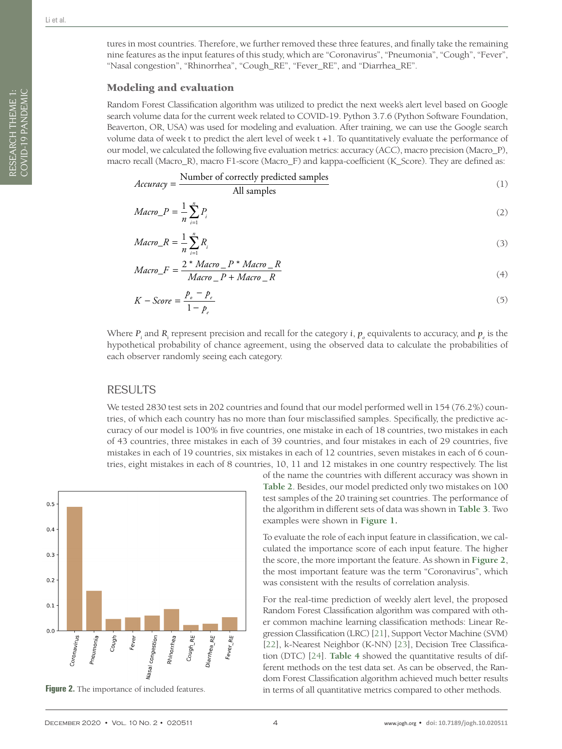tures in most countries. Therefore, we further removed these three features, and finally take the remaining nine features as the input features of this study, which are "Coronavirus", "Pneumonia", "Cough", "Fever", "Nasal congestion", "Rhinorrhea", "Cough_RE", "Fever_RE", and "Diarrhea_RE".

### Modeling and evaluation

Random Forest Classification algorithm was utilized to predict the next week's alert level based on Google search volume data for the current week related to COVID-19. Python 3.7.6 (Python Software Foundation, Beaverton, OR, USA) was used for modeling and evaluation. After training, we can use the Google search volume data of week t to predict the alert level of week t +1. To quantitatively evaluate the performance of our model, we calculated the following five evaluation metrics: accuracy (ACC), macro precision (Macro_P), macro recall (Macro_R), macro F1-score (Macro_F) and kappa-coefficient (K_Score). They are defined as:

$$Accuracy = \frac{\text{Number of correctly predicted samples}}{\text{All samples}} \quad (1)$$

$$Macro\_P = \frac{1}{n}\sum_{i=1}^{n} P_i \quad (2)$$

$$Macro\_R = \frac{1}{n}\sum_{i=1}^{n} R_i \quad (3)$$

$$Macro\_F = \frac{2 * Macro\_P * Macro\_R}{Macro\_P + Macro\_R} \quad (4)$$

$$K - Score = \frac{p_o - p_e}{1 - p_e} \quad (5)$$

Where $P_i$ and $R_i$ represent precision and recall for the category $i$, $p_o$ equivalents to accuracy, and $p_e$ is the hypothetical probability of chance agreement, using the observed data to calculate the probabilities of each observer randomly seeing each category.

## RESULTS

We tested 2830 test sets in 202 countries and found that our model performed well in 154 (76.2%) countries, of which each country has no more than four misclassified samples. Specifically, the predictive accuracy of our model is 100% in five countries, one mistake in each of 18 countries, two mistakes in each of 43 countries, three mistakes in each of 39 countries, and four mistakes in each of 29 countries, five mistakes in each of 19 countries, six mistakes in each of 12 countries, seven mistakes in each of 6 countries, eight mistakes in each of 8 countries, 10, 11 and 12 mistakes in one country respectively. The list of the name the countries with different accuracy was shown in **Table 2**. Besides, our model predicted only two mistakes on 100 test samples of the 20 training set countries. The performance of the algorithm in different sets of data was shown in **Table 3**. Two examples were shown in **Figure 1**.

0.5
0.4
0.3
0.2
0.1
0.0
Coronavirus
Pneumonia
Cough
Fever
Nasal congestion
Rhinorrhea
Cough_RE
Diarrhea_RE
Fever_RE

**Figure 2.** The importance of included features.

To evaluate the role of each input feature in classification, we calculated the importance score of each input feature. The higher the score, the more important the feature. As shown in **Figure 2**, the most important feature was the term "Coronavirus", which was consistent with the results of correlation analysis.

For the real-time prediction of weekly alert level, the proposed Random Forest Classification algorithm was compared with other common machine learning classification methods: Linear Regression Classification (LRC) [21], Support Vector Machine (SVM) [22], k-Nearest Neighbor (K-NN) [23], Decision Tree Classification (DTC) [24]. **Table 4** showed the quantitative results of different methods on the test data set. As can be observed, the Random Forest Classification algorithm achieved much better results in terms of all quantitative metrics compared to other methods.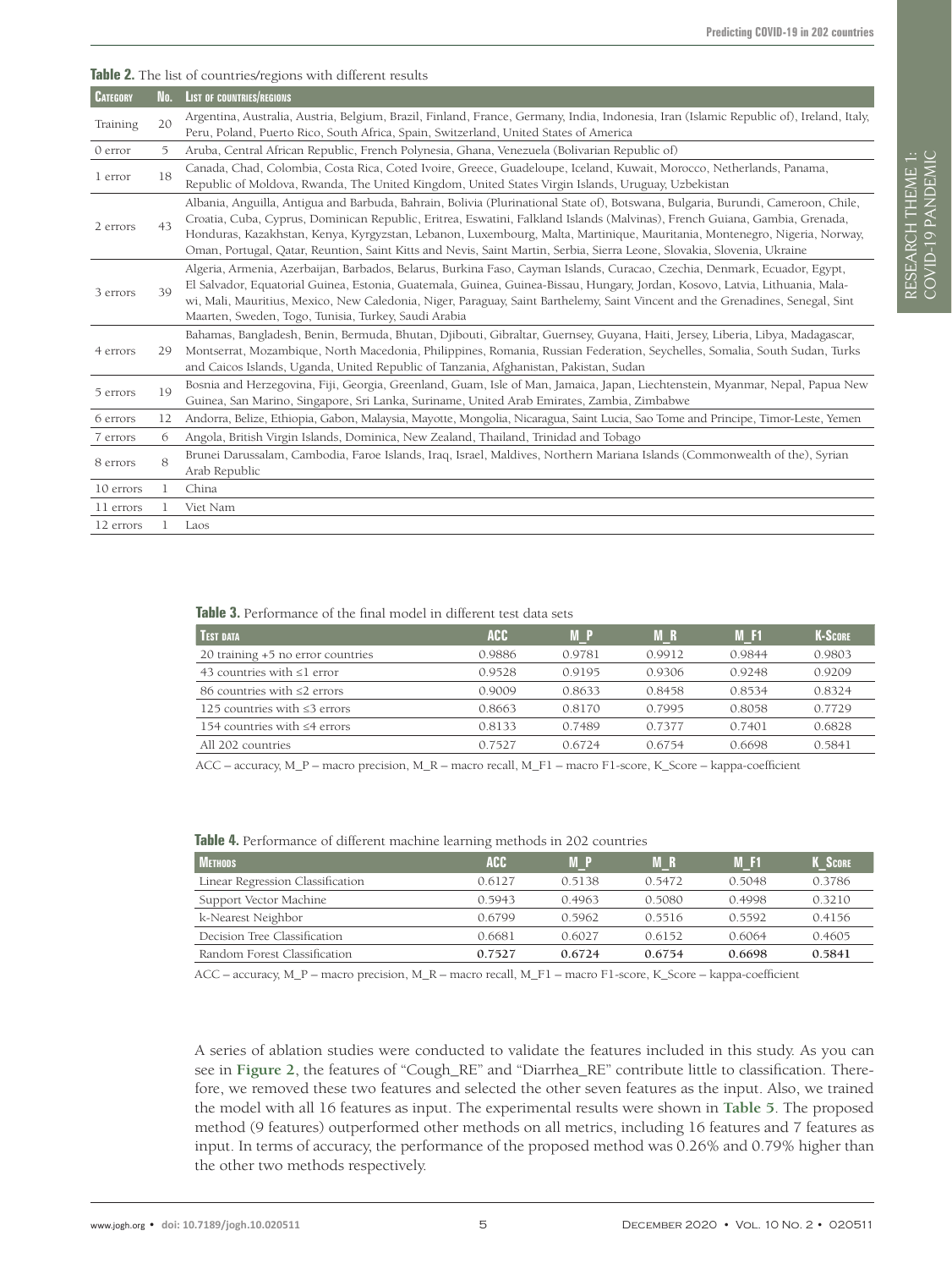**Table 2.** The list of countries/regions with different results

| Category | No. | List of countries/regions |
|---|---|---|
| Training | 20 | Argentina, Australia, Austria, Belgium, Brazil, Finland, France, Germany, India, Indonesia, Iran (Islamic Republic of), Ireland, Italy, Peru, Poland, Puerto Rico, South Africa, Spain, Switzerland, United States of America |
| 0 error | 5 | Aruba, Central African Republic, French Polynesia, Ghana, Venezuela (Bolivarian Republic of) |
| 1 error | 18 | Canada, Chad, Colombia, Costa Rica, Coted Ivoire, Greece, Guadeloupe, Iceland, Kuwait, Morocco, Netherlands, Panama, Republic of Moldova, Rwanda, The United Kingdom, United States Virgin Islands, Uruguay, Uzbekistan |
| 2 errors | 43 | Albania, Anguilla, Antigua and Barbuda, Bahrain, Bolivia (Plurinational State of), Botswana, Bulgaria, Burundi, Cameroon, Chile, Croatia, Cuba, Cyprus, Dominican Republic, Eritrea, Eswatini, Falkland Islands (Malvinas), French Guiana, Gambia, Grenada, Honduras, Kazakhstan, Kenya, Kyrgyzstan, Lebanon, Luxembourg, Malta, Martinique, Mauritania, Montenegro, Nigeria, Norway, Oman, Portugal, Qatar, Reuntion, Saint Kitts and Nevis, Saint Martin, Serbia, Sierra Leone, Slovakia, Slovenia, Ukraine |
| 3 errors | 39 | Algeria, Armenia, Azerbaijan, Barbados, Belarus, Burkina Faso, Cayman Islands, Curacao, Czechia, Denmark, Ecuador, Egypt, El Salvador, Equatorial Guinea, Estonia, Guatemala, Guinea, Guinea-Bissau, Hungary, Jordan, Kosovo, Latvia, Lithuania, Malawi, Mali, Mauritius, Mexico, New Caledonia, Niger, Paraguay, Saint Barthelemy, Saint Vincent and the Grenadines, Senegal, Sint Maarten, Sweden, Togo, Tunisia, Turkey, Saudi Arabia |
| 4 errors | 29 | Bahamas, Bangladesh, Benin, Bermuda, Bhutan, Djibouti, Gibraltar, Guernsey, Guyana, Haiti, Jersey, Liberia, Libya, Madagascar, Montserrat, Mozambique, North Macedonia, Philippines, Romania, Russian Federation, Seychelles, Somalia, South Sudan, Turks and Caicos Islands, Uganda, United Republic of Tanzania, Afghanistan, Pakistan, Sudan |
| 5 errors | 19 | Bosnia and Herzegovina, Fiji, Georgia, Greenland, Guam, Isle of Man, Jamaica, Japan, Liechtenstein, Myanmar, Nepal, Papua New Guinea, San Marino, Singapore, Sri Lanka, Suriname, United Arab Emirates, Zambia, Zimbabwe |
| 6 errors | 12 | Andorra, Belize, Ethiopia, Gabon, Malaysia, Mayotte, Mongolia, Nicaragua, Saint Lucia, Sao Tome and Principe, Timor-Leste, Yemen |
| 7 errors | 6 | Angola, British Virgin Islands, Dominica, New Zealand, Thailand, Trinidad and Tobago |
| 8 errors | 8 | Brunei Darussalam, Cambodia, Faroe Islands, Iraq, Israel, Maldives, Northern Mariana Islands (Commonwealth of the), Syrian Arab Republic |
| 10 errors | 1 | China |
| 11 errors | 1 | Viet Nam |
| 12 errors | 1 | Laos |

**Table 3.** Performance of the final model in different test data sets

| Test data | ACC | M_P | M_R | M_F1 | K-Score |
|---|---|---|---|---|---|
| 20 training +5 no error countries | 0.9886 | 0.9781 | 0.9912 | 0.9844 | 0.9803 |
| 43 countries with ≤1 error | 0.9528 | 0.9195 | 0.9306 | 0.9248 | 0.9209 |
| 86 countries with ≤2 errors | 0.9009 | 0.8633 | 0.8458 | 0.8534 | 0.8324 |
| 125 countries with ≤3 errors | 0.8663 | 0.8170 | 0.7995 | 0.8058 | 0.7729 |
| 154 countries with ≤4 errors | 0.8133 | 0.7489 | 0.7377 | 0.7401 | 0.6828 |
| All 202 countries | 0.7527 | 0.6724 | 0.6754 | 0.6698 | 0.5841 |

ACC – accuracy, M_P – macro precision, M_R – macro recall, M_F1 – macro F1-score, K_Score – kappa-coefficient

**Table 4.** Performance of different machine learning methods in 202 countries

| Methods | ACC | M_P | M_R | M_F1 | K_Score |
|---|---|---|---|---|---|
| Linear Regression Classification | 0.6127 | 0.5138 | 0.5472 | 0.5048 | 0.3786 |
| Support Vector Machine | 0.5943 | 0.4963 | 0.5080 | 0.4998 | 0.3210 |
| k-Nearest Neighbor | 0.6799 | 0.5962 | 0.5516 | 0.5592 | 0.4156 |
| Decision Tree Classification | 0.6681 | 0.6027 | 0.6152 | 0.6064 | 0.4605 |
| Random Forest Classification | **0.7527** | **0.6724** | **0.6754** | **0.6698** | **0.5841** |

ACC – accuracy, M_P – macro precision, M_R – macro recall, M_F1 – macro F1-score, K_Score – kappa-coefficient

A series of ablation studies were conducted to validate the features included in this study. As you can see in **Figure 2**, the features of "Cough_RE" and "Diarrhea_RE" contribute little to classification. Therefore, we removed these two features and selected the other seven features as the input. Also, we trained the model with all 16 features as input. The experimental results were shown in **Table 5**. The proposed method (9 features) outperformed other methods on all metrics, including 16 features and 7 features as input. In terms of accuracy, the performance of the proposed method was 0.26% and 0.79% higher than the other two methods respectively.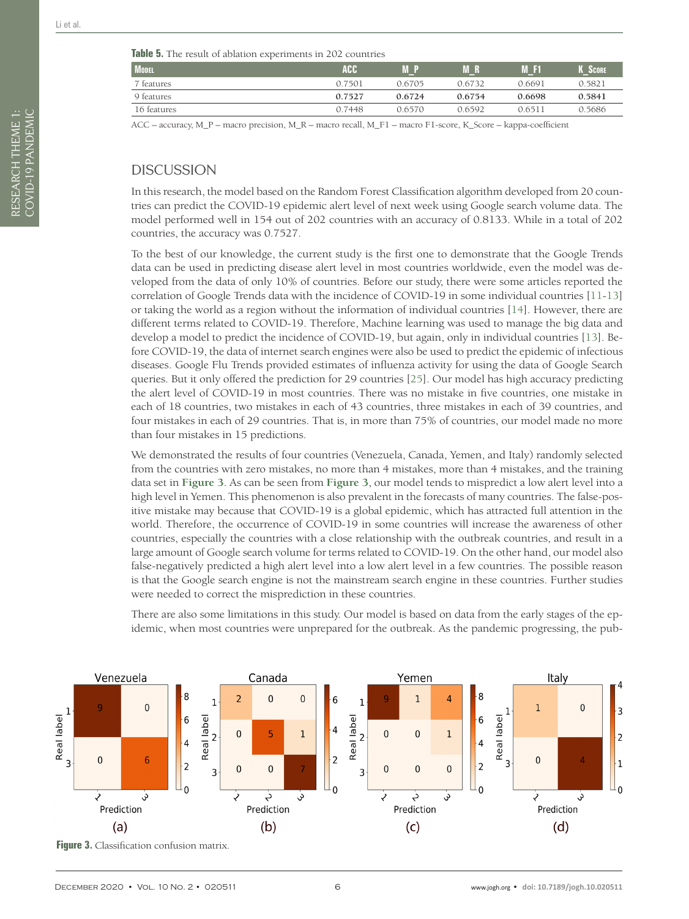**Table 5.** The result of ablation experiments in 202 countries

| Model | ACC | M_P | M_R | M_F1 | K_Score |
|---|---|---|---|---|---|
| 7 features | 0.7501 | 0.6705 | 0.6732 | 0.6691 | 0.5821 |
| 9 features | **0.7527** | **0.6724** | **0.6754** | **0.6698** | **0.5841** |
| 16 features | 0.7448 | 0.6570 | 0.6592 | 0.6511 | 0.5686 |

ACC – accuracy, M_P – macro precision, M_R – macro recall, M_F1 – macro F1-score, K_Score – kappa-coefficient

## DISCUSSION

In this research, the model based on the Random Forest Classification algorithm developed from 20 countries can predict the COVID-19 epidemic alert level of next week using Google search volume data. The model performed well in 154 out of 202 countries with an accuracy of 0.8133. While in a total of 202 countries, the accuracy was 0.7527.

To the best of our knowledge, the current study is the first one to demonstrate that the Google Trends data can be used in predicting disease alert level in most countries worldwide, even the model was developed from the data of only 10% of countries. Before our study, there were some articles reported the correlation of Google Trends data with the incidence of COVID-19 in some individual countries [11-13] or taking the world as a region without the information of individual countries [14]. However, there are different terms related to COVID-19. Therefore, Machine learning was used to manage the big data and develop a model to predict the incidence of COVID-19, but again, only in individual countries [13]. Before COVID-19, the data of internet search engines were also be used to predict the epidemic of infectious diseases. Google Flu Trends provided estimates of influenza activity for using the data of Google Search queries. But it only offered the prediction for 29 countries [25]. Our model has high accuracy predicting the alert level of COVID-19 in most countries. There was no mistake in five countries, one mistake in each of 18 countries, two mistakes in each of 43 countries, three mistakes in each of 39 countries, and four mistakes in each of 29 countries. That is, in more than 75% of countries, our model made no more than four mistakes in 15 predictions.

We demonstrated the results of four countries (Venezuela, Canada, Yemen, and Italy) randomly selected from the countries with zero mistakes, no more than 4 mistakes, more than 4 mistakes, and the training data set in **Figure 3**. As can be seen from **Figure 3**, our model tends to mispredict a low alert level into a high level in Yemen. This phenomenon is also prevalent in the forecasts of many countries. The false-positive mistake may because that COVID-19 is a global epidemic, which has attracted full attention in the world. Therefore, the occurrence of COVID-19 in some countries will increase the awareness of other countries, especially the countries with a close relationship with the outbreak countries, and result in a large amount of Google search volume for terms related to COVID-19. On the other hand, our model also false-negatively predicted a high alert level into a low alert level in a few countries. The possible reason is that the Google search engine is not the mainstream search engine in these countries. Further studies were needed to correct the misprediction in these countries.

There are also some limitations in this study. Our model is based on data from the early stages of the epidemic, when most countries were unprepared for the outbreak. As the pandemic progressing, the pub-

Venezuela (a)
Real label: 1, 3
Prediction: 1, 3
9 0
0 6

Canada (b)
Real label: 1, 2, 3
Prediction: 1, 2, 3
2 0 0
0 5 1
0 0 7

Yemen (c)
Real label: 1, 2, 3
Prediction: 1, 2, 3
9 1 4
0 0 1
0 0 0

Italy (d)
Real label: 1, 3
Prediction: 1, 3
1 0
0 4

**Figure 3.** Classification confusion matrix.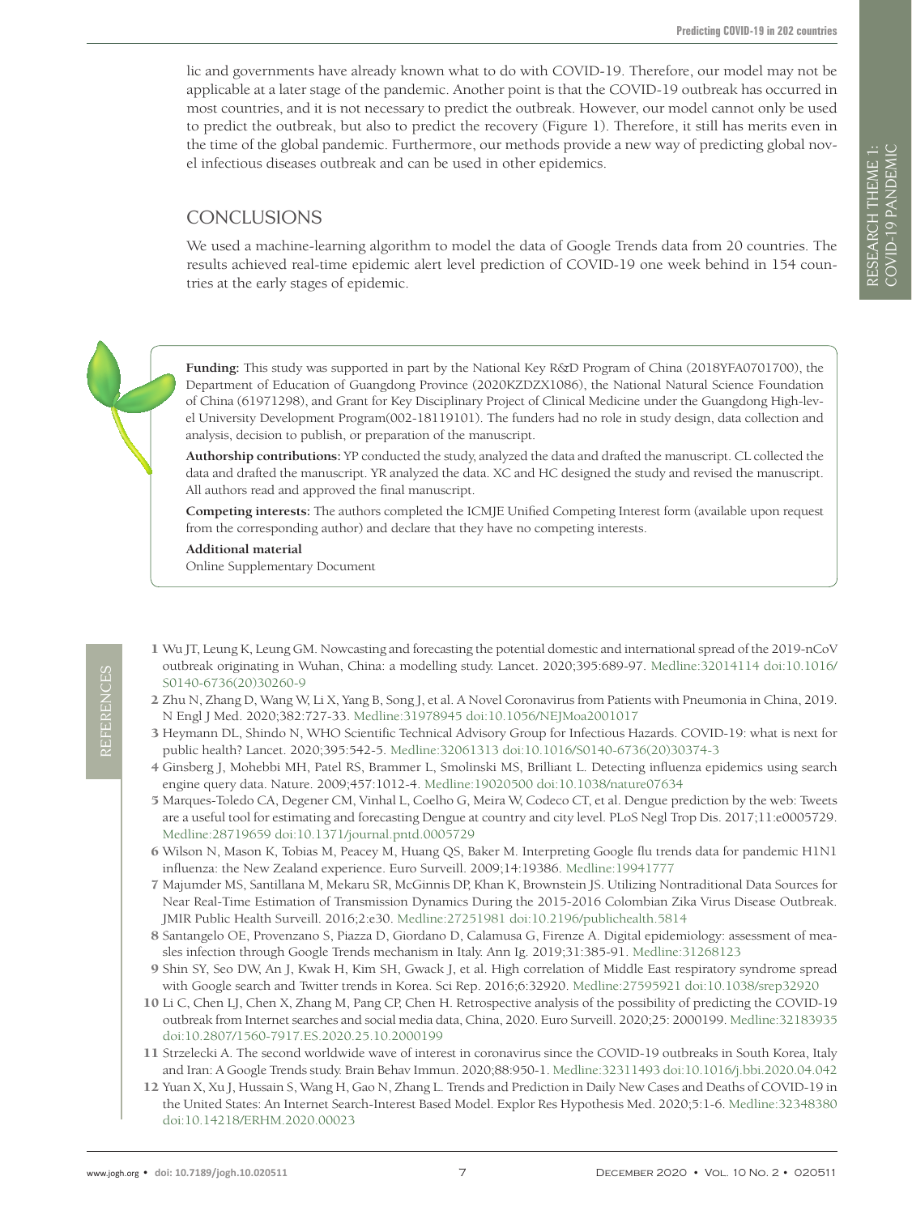lic and governments have already known what to do with COVID-19. Therefore, our model may not be applicable at a later stage of the pandemic. Another point is that the COVID-19 outbreak has occurred in most countries, and it is not necessary to predict the outbreak. However, our model cannot only be used to predict the outbreak, but also to predict the recovery (Figure 1). Therefore, it still has merits even in the time of the global pandemic. Furthermore, our methods provide a new way of predicting global novel infectious diseases outbreak and can be used in other epidemics.

## CONCLUSIONS

We used a machine-learning algorithm to model the data of Google Trends data from 20 countries. The results achieved real-time epidemic alert level prediction of COVID-19 one week behind in 154 countries at the early stages of epidemic.

**Funding:** This study was supported in part by the National Key R&D Program of China (2018YFA0701700), the Department of Education of Guangdong Province (2020KZDZX1086), the National Natural Science Foundation of China (61971298), and Grant for Key Disciplinary Project of Clinical Medicine under the Guangdong High-level University Development Program(002-18119101). The funders had no role in study design, data collection and analysis, decision to publish, or preparation of the manuscript.

**Authorship contributions:** YP conducted the study, analyzed the data and drafted the manuscript. CL collected the data and drafted the manuscript. YR analyzed the data. XC and HC designed the study and revised the manuscript. All authors read and approved the final manuscript.

**Competing interests:** The authors completed the ICMJE Unified Competing Interest form (available upon request from the corresponding author) and declare that they have no competing interests.

**Additional material**

Online Supplementary Document

## REFERENCES

1 Wu JT, Leung K, Leung GM. Nowcasting and forecasting the potential domestic and international spread of the 2019-nCoV outbreak originating in Wuhan, China: a modelling study. Lancet. 2020;395:689-97. Medline:32014114 doi:10.1016/S0140-6736(20)30260-9

2 Zhu N, Zhang D, Wang W, Li X, Yang B, Song J, et al. A Novel Coronavirus from Patients with Pneumonia in China, 2019. N Engl J Med. 2020;382:727-33. Medline:31978945 doi:10.1056/NEJMoa2001017

3 Heymann DL, Shindo N, WHO Scientific Technical Advisory Group for Infectious Hazards. COVID-19: what is next for public health? Lancet. 2020;395:542-5. Medline:32061313 doi:10.1016/S0140-6736(20)30374-3

4 Ginsberg J, Mohebbi MH, Patel RS, Brammer L, Smolinski MS, Brilliant L. Detecting influenza epidemics using search engine query data. Nature. 2009;457:1012-4. Medline:19020500 doi:10.1038/nature07634

5 Marques-Toledo CA, Degener CM, Vinhal L, Coelho G, Meira W, Codeco CT, et al. Dengue prediction by the web: Tweets are a useful tool for estimating and forecasting Dengue at country and city level. PLoS Negl Trop Dis. 2017;11:e0005729. Medline:28719659 doi:10.1371/journal.pntd.0005729

6 Wilson N, Mason K, Tobias M, Peacey M, Huang QS, Baker M. Interpreting Google flu trends data for pandemic H1N1 influenza: the New Zealand experience. Euro Surveill. 2009;14:19386. Medline:19941777

7 Majumder MS, Santillana M, Mekaru SR, McGinnis DP, Khan K, Brownstein JS. Utilizing Nontraditional Data Sources for Near Real-Time Estimation of Transmission Dynamics During the 2015-2016 Colombian Zika Virus Disease Outbreak. JMIR Public Health Surveill. 2016;2:e30. Medline:27251981 doi:10.2196/publichealth.5814

8 Santangelo OE, Provenzano S, Piazza D, Giordano D, Calamusa G, Firenze A. Digital epidemiology: assessment of measles infection through Google Trends mechanism in Italy. Ann Ig. 2019;31:385-91. Medline:31268123

9 Shin SY, Seo DW, An J, Kwak H, Kim SH, Gwack J, et al. High correlation of Middle East respiratory syndrome spread with Google search and Twitter trends in Korea. Sci Rep. 2016;6:32920. Medline:27595921 doi:10.1038/srep32920

10 Li C, Chen LJ, Chen X, Zhang M, Pang CP, Chen H. Retrospective analysis of the possibility of predicting the COVID-19 outbreak from Internet searches and social media data, China, 2020. Euro Surveill. 2020;25: 2000199. Medline:32183935 doi:10.2807/1560-7917.ES.2020.25.10.2000199

11 Strzelecki A. The second worldwide wave of interest in coronavirus since the COVID-19 outbreaks in South Korea, Italy and Iran: A Google Trends study. Brain Behav Immun. 2020;88:950-1. Medline:32311493 doi:10.1016/j.bbi.2020.04.042

12 Yuan X, Xu J, Hussain S, Wang H, Gao N, Zhang L. Trends and Prediction in Daily New Cases and Deaths of COVID-19 in the United States: An Internet Search-Interest Based Model. Explor Res Hypothesis Med. 2020;5:1-6. Medline:32348380 doi:10.14218/ERHM.2020.00023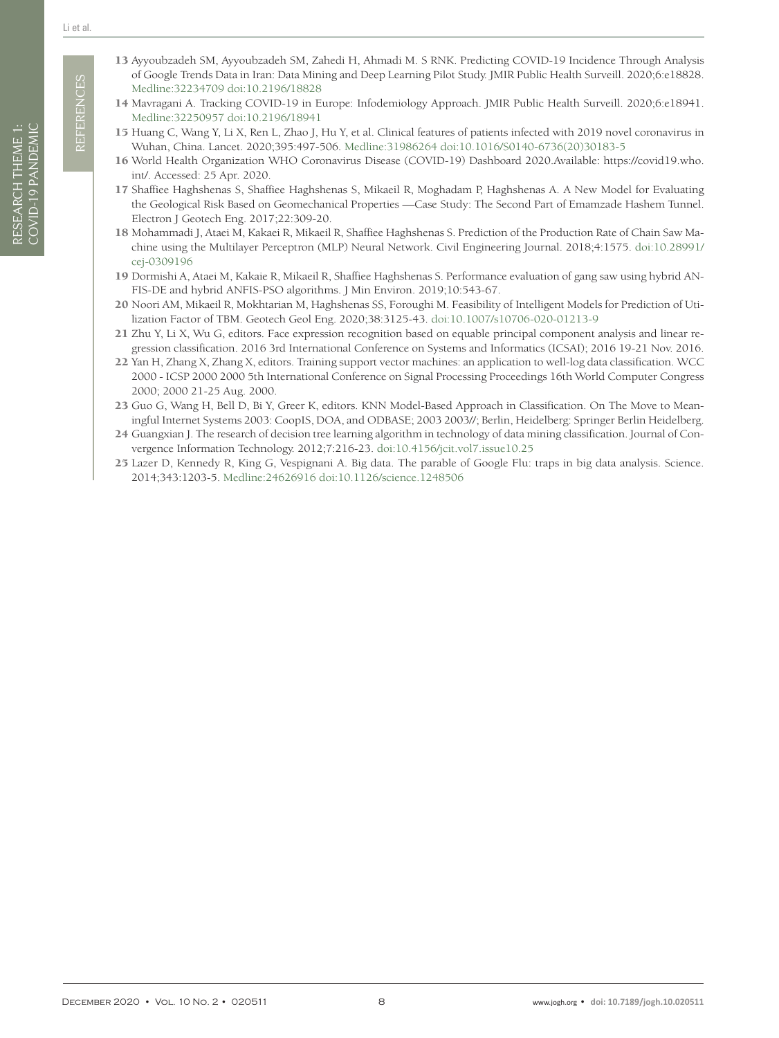13 Ayyoubzadeh SM, Ayyoubzadeh SM, Zahedi H, Ahmadi M. S RNK. Predicting COVID-19 Incidence Through Analysis of Google Trends Data in Iran: Data Mining and Deep Learning Pilot Study. JMIR Public Health Surveill. 2020;6:e18828. Medline:32234709 doi:10.2196/18828

14 Mavragani A. Tracking COVID-19 in Europe: Infodemiology Approach. JMIR Public Health Surveill. 2020;6:e18941. Medline:32250957 doi:10.2196/18941

15 Huang C, Wang Y, Li X, Ren L, Zhao J, Hu Y, et al. Clinical features of patients infected with 2019 novel coronavirus in Wuhan, China. Lancet. 2020;395:497-506. Medline:31986264 doi:10.1016/S0140-6736(20)30183-5

16 World Health Organization WHO Coronavirus Disease (COVID-19) Dashboard 2020.Available: https://covid19.who.int/. Accessed: 25 Apr. 2020.

17 Shaffiee Haghshenas S, Shaffiee Haghshenas S, Mikaeil R, Moghadam P, Haghshenas A. A New Model for Evaluating the Geological Risk Based on Geomechanical Properties —Case Study: The Second Part of Emamzade Hashem Tunnel. Electron J Geotech Eng. 2017;22:309-20.

18 Mohammadi J, Ataei M, Kakaei R, Mikaeil R, Shaffiee Haghshenas S. Prediction of the Production Rate of Chain Saw Machine using the Multilayer Perceptron (MLP) Neural Network. Civil Engineering Journal. 2018;4:1575. doi:10.28991/cej-0309196

19 Dormishi A, Ataei M, Kakaie R, Mikaeil R, Shaffiee Haghshenas S. Performance evaluation of gang saw using hybrid ANFIS-DE and hybrid ANFIS-PSO algorithms. J Min Environ. 2019;10:543-67.

20 Noori AM, Mikaeil R, Mokhtarian M, Haghshenas SS, Foroughi M. Feasibility of Intelligent Models for Prediction of Utilization Factor of TBM. Geotech Geol Eng. 2020;38:3125-43. doi:10.1007/s10706-020-01213-9

21 Zhu Y, Li X, Wu G, editors. Face expression recognition based on equable principal component analysis and linear regression classification. 2016 3rd International Conference on Systems and Informatics (ICSAI); 2016 19-21 Nov. 2016.

22 Yan H, Zhang X, Zhang X, editors. Training support vector machines: an application to well-log data classification. WCC 2000 - ICSP 2000 2000 5th International Conference on Signal Processing Proceedings 16th World Computer Congress 2000; 2000 21-25 Aug. 2000.

23 Guo G, Wang H, Bell D, Bi Y, Greer K, editors. KNN Model-Based Approach in Classification. On The Move to Meaningful Internet Systems 2003: CoopIS, DOA, and ODBASE; 2003 2003//; Berlin, Heidelberg: Springer Berlin Heidelberg.

24 Guangxian J. The research of decision tree learning algorithm in technology of data mining classification. Journal of Convergence Information Technology. 2012;7:216-23. doi:10.4156/jcit.vol7.issue10.25

25 Lazer D, Kennedy R, King G, Vespignani A. Big data. The parable of Google Flu: traps in big data analysis. Science. 2014;343:1203-5. Medline:24626916 doi:10.1126/science.1248506